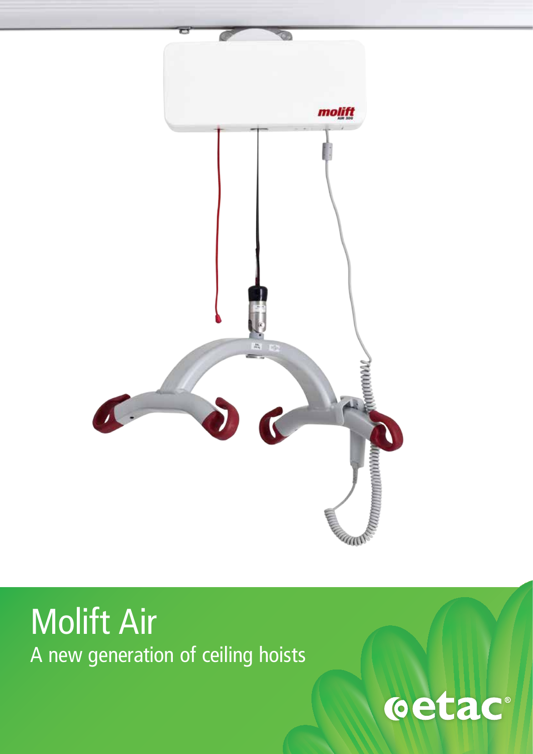# Molift Air

A new generation of ceiling hoists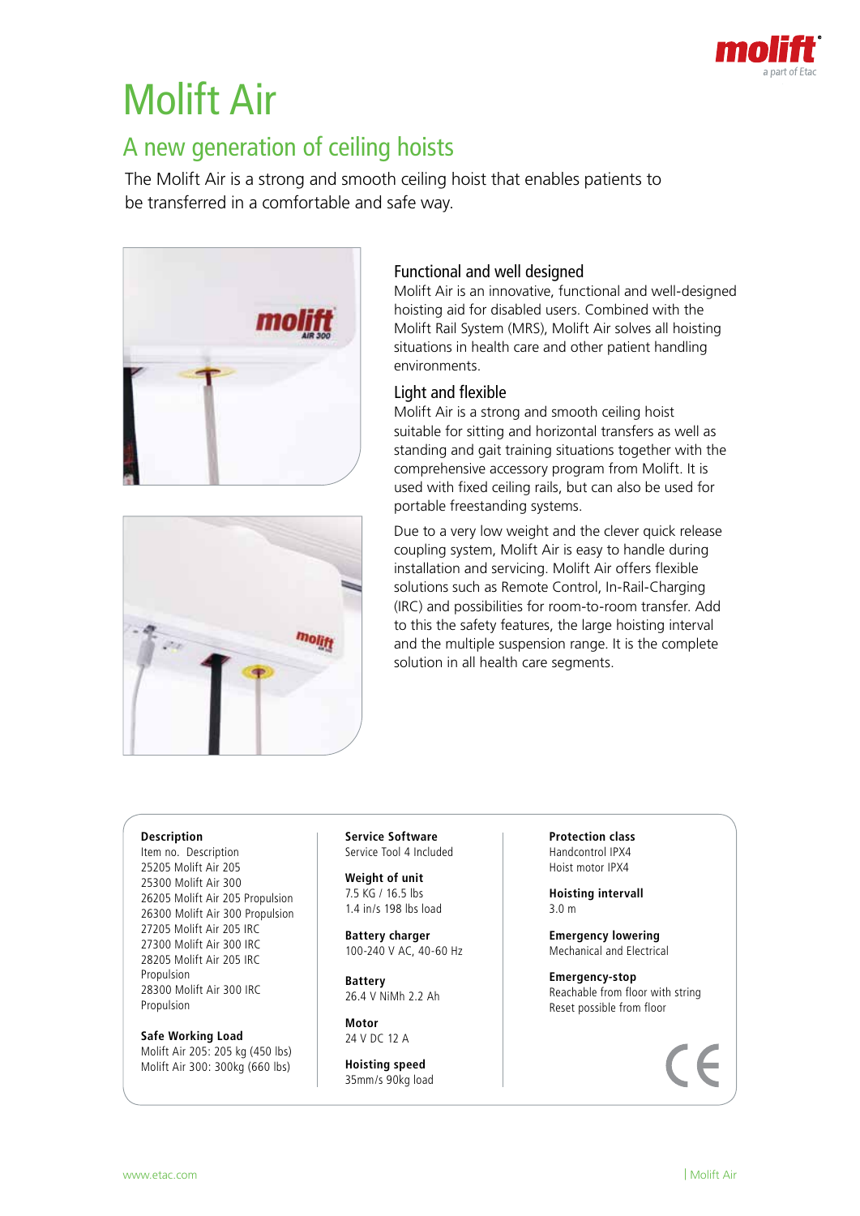# Molift Air

## A new generation of ceiling hoists

The Molift Air is a strong and smooth ceiling hoist that enables patients to be transferred in a comfortable and safe way.

### Functional and well designed

Molift Air is an innovative, functional and well-designed hoisting aid for disabled users. Combined with the Molift Rail System (MRS), Molift Air solves all hoisting situations in health care and other patient handling environments.

### Light and flexible

Molift Air is a strong and smooth ceiling hoist suitable for sitting and horizontal transfers as well as standing and gait training situations together with the comprehensive accessory program from Molift. It is used with fixed ceiling rails, but can also be used for portable freestanding systems.

Due to a very low weight and the clever quick release coupling system, Molift Air is easy to handle during installation and servicing. Molift Air offers flexible solutions such as Remote Control, In-Rail-Charging (IRC) and possibilities for room-to-room transfer. Add to this the safety features, the large hoisting interval and the multiple suspension range. It is the complete solution in all health care segments.

**Description**
Item no. Description
25205 Molift Air 205
25300 Molift Air 300
26205 Molift Air 205 Propulsion
26300 Molift Air 300 Propulsion
27205 Molift Air 205 IRC
27300 Molift Air 300 IRC
28205 Molift Air 205 IRC Propulsion
28300 Molift Air 300 IRC Propulsion

**Safe Working Load**
Molift Air 205: 205 kg (450 lbs)
Molift Air 300: 300kg (660 lbs)

**Service Software**
Service Tool 4 Included

**Weight of unit**
7.5 KG / 16.5 lbs
1.4 in/s 198 lbs load

**Battery charger**
100-240 V AC, 40-60 Hz

**Battery**
26.4 V NiMh 2.2 Ah

**Motor**
24 V DC 12 A

**Hoisting speed**
35mm/s 90kg load

**Protection class**
Handcontrol IPX4
Hoist motor IPX4

**Hoisting intervall**
3.0 m

**Emergency lowering**
Mechanical and Electrical

**Emergency-stop**
Reachable from floor with string
Reset possible from floor

CE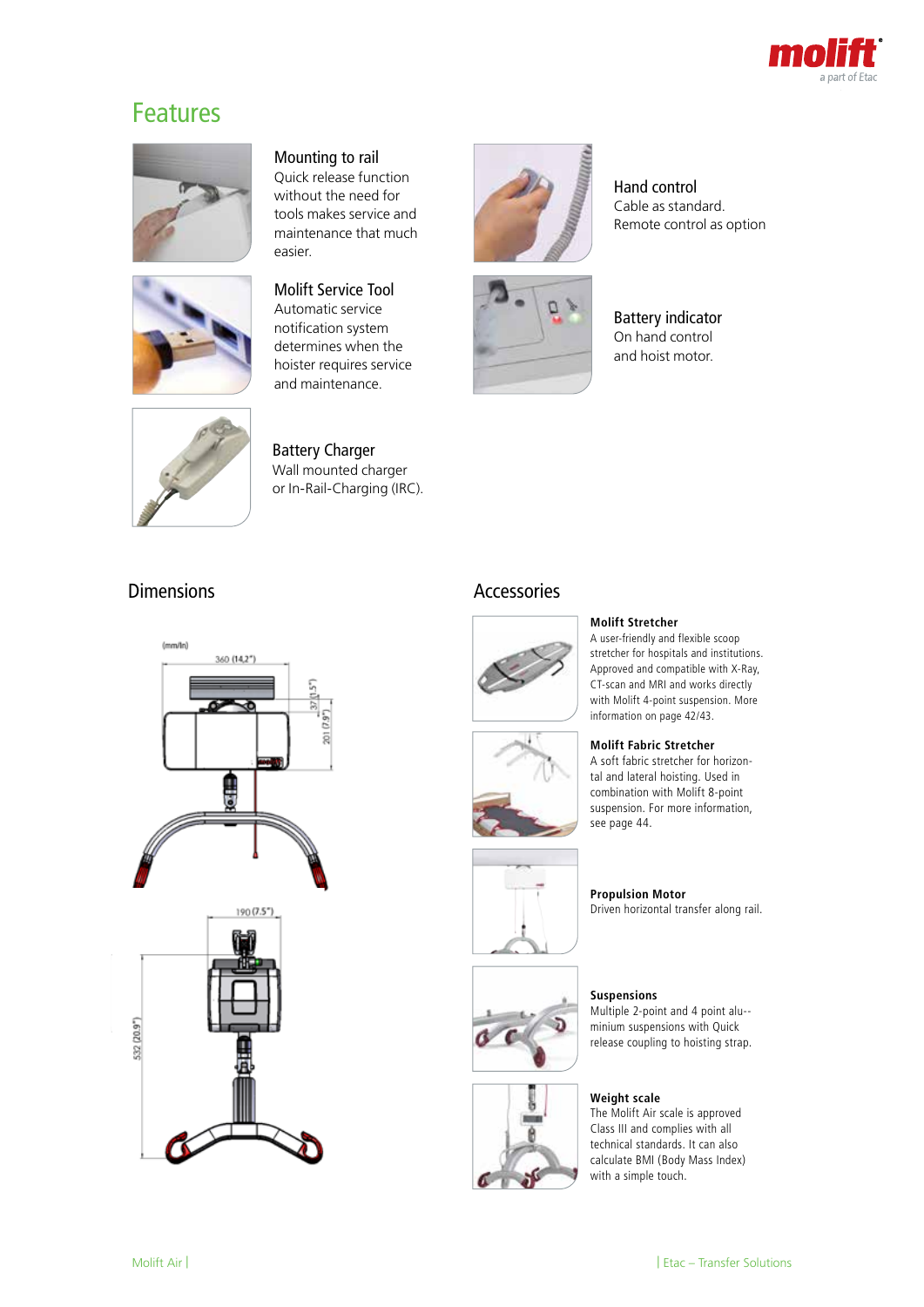## Features

### Mounting to rail
Quick release function without the need for tools makes service and maintenance that much easier.

### Hand control
Cable as standard.
Remote control as option

### Molift Service Tool
Automatic service notification system determines when the hoister requires service and maintenance.

### Battery indicator
On hand control and hoist motor.

### Battery Charger
Wall mounted charger or In-Rail-Charging (IRC).

## Dimensions

(mm/In)

360 (14,2")

37 (1,5")

201 (7,9")

190 (7,5")

532 (20,9")

## Accessories

**Molift Stretcher**
A user-friendly and flexible scoop stretcher for hospitals and institutions. Approved and compatible with X-Ray, CT-scan and MRI and works directly with Molift 4-point suspension. More information on page 42/43.

**Molift Fabric Stretcher**
A soft fabric stretcher for horizontal and lateral hoisting. Used in combination with Molift 8-point suspension. For more information, see page 44.

**Propulsion Motor**
Driven horizontal transfer along rail.

**Suspensions**
Multiple 2-point and 4 point aluminium suspensions with Quick release coupling to hoisting strap.

**Weight scale**
The Molift Air scale is approved Class III and complies with all technical standards. It can also calculate BMI (Body Mass Index) with a simple touch.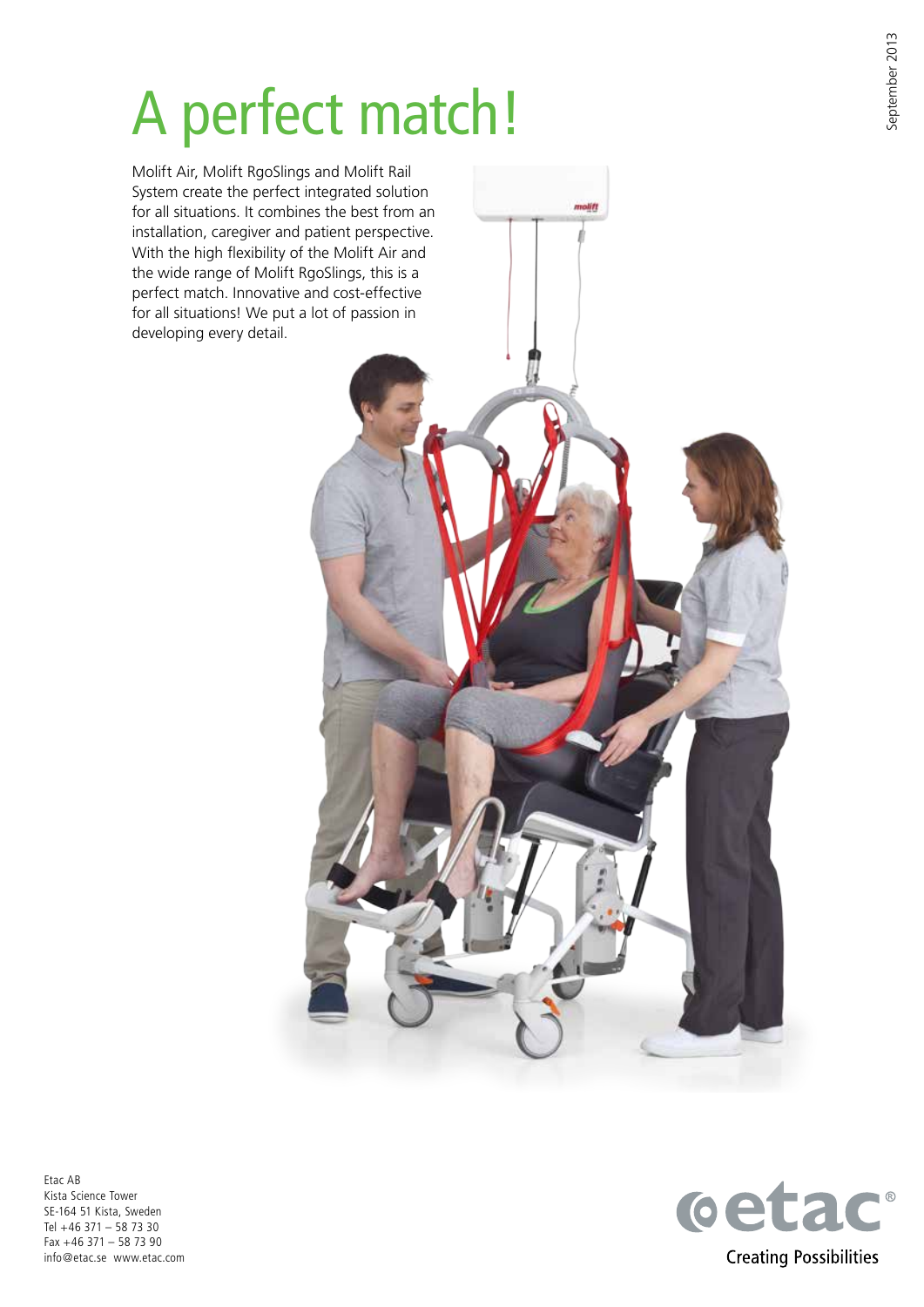# A perfect match!

Molift Air, Molift RgoSlings and Molift Rail System create the perfect integrated solution for all situations. It combines the best from an installation, caregiver and patient perspective. With the high flexibility of the Molift Air and the wide range of Molift RgoSlings, this is a perfect match. Innovative and cost-effective for all situations! We put a lot of passion in developing every detail.

September 2013

Etac AB
Kista Science Tower
SE-164 51 Kista, Sweden
Tel +46 371 – 58 73 30
Fax +46 371 – 58 73 90
info@etac.se www.etac.com

etac®
Creating Possibilities